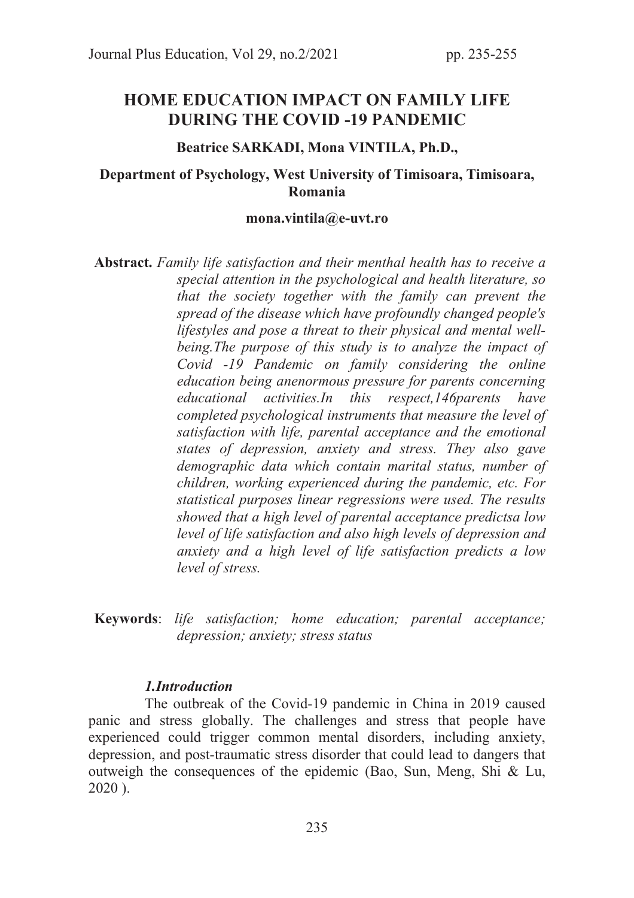# HOME EDUCATION IMPACT ON FAMILY LIFE DURING THE COVID -19 PANDEMIC

**Beatrice SARKADI, Mona VINTILA, Ph.D.,**

**Department of Psychology, West University of Timisoara, Timisoara, Romania**

**mona.vintila@e-uvt.ro**

**Abstract.** *Family life satisfaction and their menthal health has to receive a special attention in the psychological and health literature, so that the society together with the family can prevent the spread of the disease which have profoundly changed people's lifestyles and pose a threat to their physical and mental well-being.The purpose of this study is to analyze the impact of Covid -19 Pandemic on family considering the online education being anenormous pressure for parents concerning educational activities.In this respect,146parents have completed psychological instruments that measure the level of satisfaction with life, parental acceptance and the emotional states of depression, anxiety and stress. They also gave demographic data which contain marital status, number of children, working experienced during the pandemic, etc. For statistical purposes linear regressions were used. The results showed that a high level of parental acceptance predictsa low level of life satisfaction and also high levels of depression and anxiety and a high level of life satisfaction predicts a low level of stress.*

**Keywords**: *life satisfaction; home education; parental acceptance; depression; anxiety; stress status*

## *1.Introduction*

The outbreak of the Covid-19 pandemic in China in 2019 caused panic and stress globally. The challenges and stress that people have experienced could trigger common mental disorders, including anxiety, depression, and post-traumatic stress disorder that could lead to dangers that outweigh the consequences of the epidemic (Bao, Sun, Meng, Shi & Lu, 2020 ).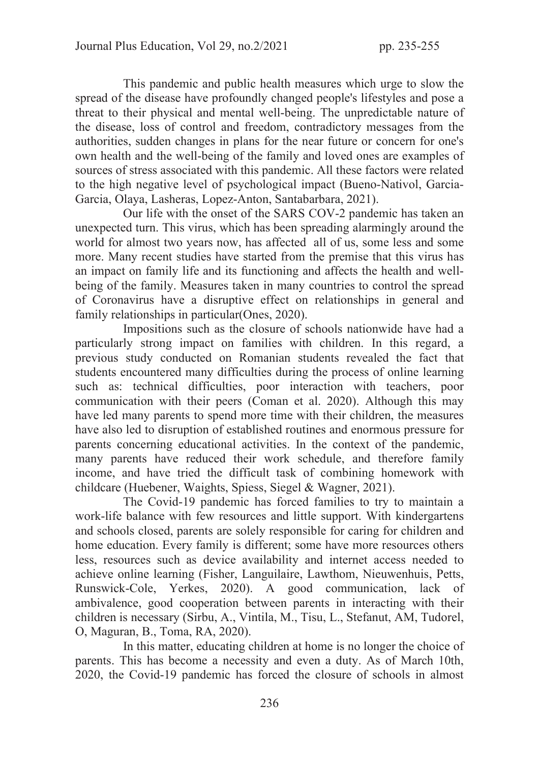This pandemic and public health measures which urge to slow the spread of the disease have profoundly changed people's lifestyles and pose a threat to their physical and mental well-being. The unpredictable nature of the disease, loss of control and freedom, contradictory messages from the authorities, sudden changes in plans for the near future or concern for one's own health and the well-being of the family and loved ones are examples of sources of stress associated with this pandemic. All these factors were related to the high negative level of psychological impact (Bueno-Nativol, Garcia-Garcia, Olaya, Lasheras, Lopez-Anton, Santabarbara, 2021).

Our life with the onset of the SARS COV-2 pandemic has taken an unexpected turn. This virus, which has been spreading alarmingly around the world for almost two years now, has affected all of us, some less and some more. Many recent studies have started from the premise that this virus has an impact on family life and its functioning and affects the health and well-being of the family. Measures taken in many countries to control the spread of Coronavirus have a disruptive effect on relationships in general and family relationships in particular(Ones, 2020).

Impositions such as the closure of schools nationwide have had a particularly strong impact on families with children. In this regard, a previous study conducted on Romanian students revealed the fact that students encountered many difficulties during the process of online learning such as: technical difficulties, poor interaction with teachers, poor communication with their peers (Coman et al. 2020). Although this may have led many parents to spend more time with their children, the measures have also led to disruption of established routines and enormous pressure for parents concerning educational activities. In the context of the pandemic, many parents have reduced their work schedule, and therefore family income, and have tried the difficult task of combining homework with childcare (Huebener, Waights, Spiess, Siegel & Wagner, 2021).

The Covid-19 pandemic has forced families to try to maintain a work-life balance with few resources and little support. With kindergartens and schools closed, parents are solely responsible for caring for children and home education. Every family is different; some have more resources others less, resources such as device availability and internet access needed to achieve online learning (Fisher, Languilaire, Lawthom, Nieuwenhuis, Petts, Runswick-Cole, Yerkes, 2020). A good communication, lack of ambivalence, good cooperation between parents in interacting with their children is necessary (Sirbu, A., Vintila, M., Tisu, L., Stefanut, AM, Tudorel, O, Maguran, B., Toma, RA, 2020).

In this matter, educating children at home is no longer the choice of parents. This has become a necessity and even a duty. As of March 10th, 2020, the Covid-19 pandemic has forced the closure of schools in almost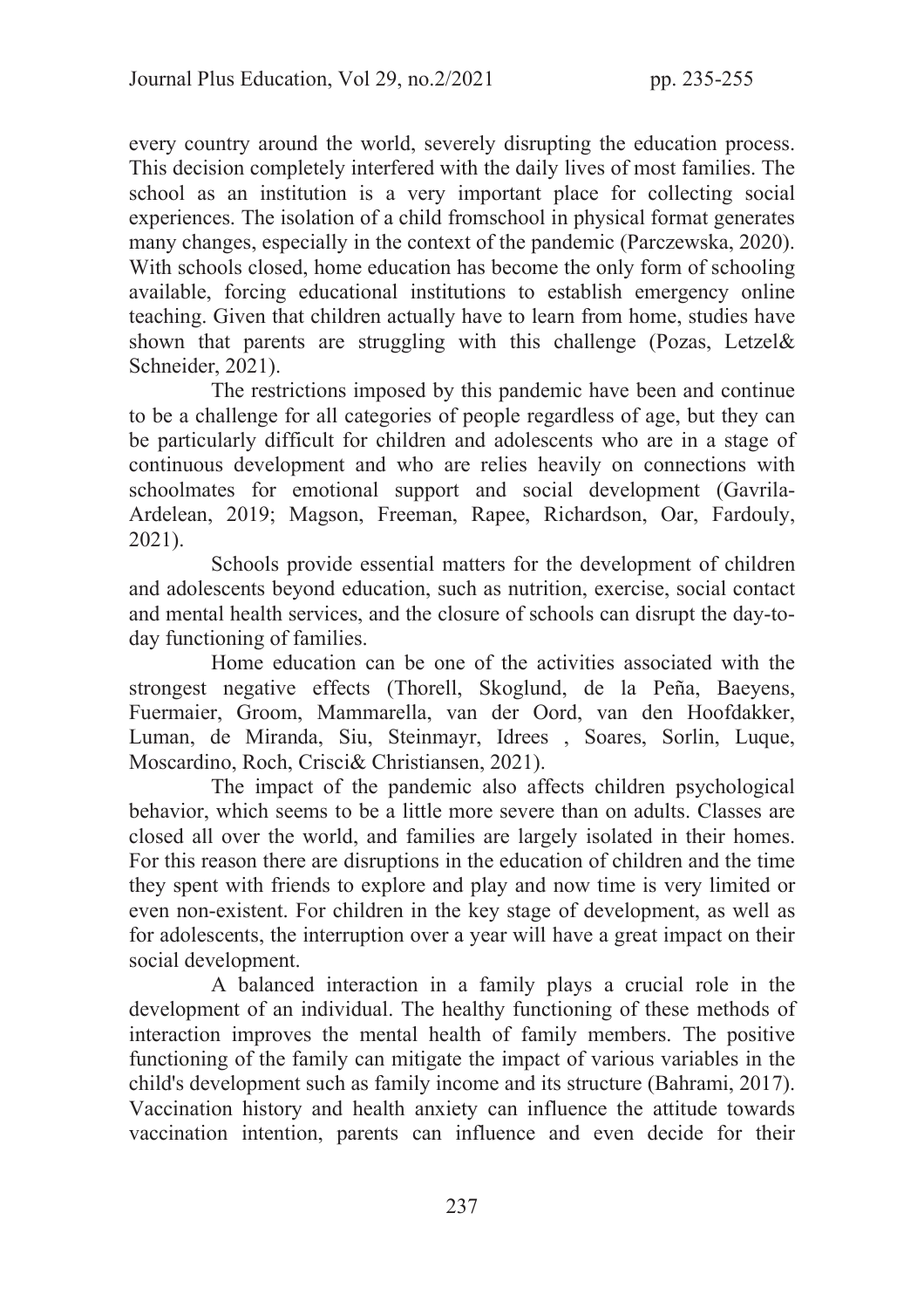every country around the world, severely disrupting the education process. This decision completely interfered with the daily lives of most families. The school as an institution is a very important place for collecting social experiences. The isolation of a child fromschool in physical format generates many changes, especially in the context of the pandemic (Parczewska, 2020). With schools closed, home education has become the only form of schooling available, forcing educational institutions to establish emergency online teaching. Given that children actually have to learn from home, studies have shown that parents are struggling with this challenge (Pozas, Letzel& Schneider, 2021).

The restrictions imposed by this pandemic have been and continue to be a challenge for all categories of people regardless of age, but they can be particularly difficult for children and adolescents who are in a stage of continuous development and who are relies heavily on connections with schoolmates for emotional support and social development (Gavrila-Ardelean, 2019; Magson, Freeman, Rapee, Richardson, Oar, Fardouly, 2021).

Schools provide essential matters for the development of children and adolescents beyond education, such as nutrition, exercise, social contact and mental health services, and the closure of schools can disrupt the day-to-day functioning of families.

Home education can be one of the activities associated with the strongest negative effects (Thorell, Skoglund, de la Peña, Baeyens, Fuermaier, Groom, Mammarella, van der Oord, van den Hoofdakker, Luman, de Miranda, Siu, Steinmayr, Idrees , Soares, Sorlin, Luque, Moscardino, Roch, Crisci& Christiansen, 2021).

The impact of the pandemic also affects children psychological behavior, which seems to be a little more severe than on adults. Classes are closed all over the world, and families are largely isolated in their homes. For this reason there are disruptions in the education of children and the time they spent with friends to explore and play and now time is very limited or even non-existent. For children in the key stage of development, as well as for adolescents, the interruption over a year will have a great impact on their social development.

A balanced interaction in a family plays a crucial role in the development of an individual. The healthy functioning of these methods of interaction improves the mental health of family members. The positive functioning of the family can mitigate the impact of various variables in the child's development such as family income and its structure (Bahrami, 2017). Vaccination history and health anxiety can influence the attitude towards vaccination intention, parents can influence and even decide for their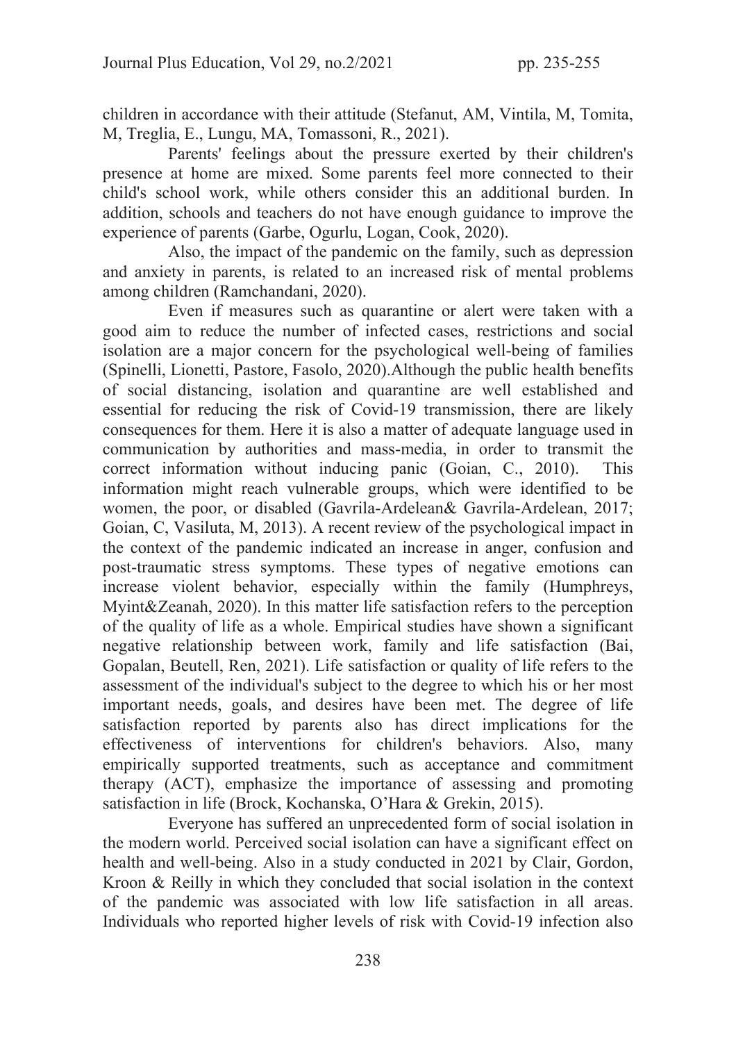children in accordance with their attitude (Stefanut, AM, Vintila, M, Tomita, M, Treglia, E., Lungu, MA, Tomassoni, R., 2021).

Parents' feelings about the pressure exerted by their children's presence at home are mixed. Some parents feel more connected to their child's school work, while others consider this an additional burden. In addition, schools and teachers do not have enough guidance to improve the experience of parents (Garbe, Ogurlu, Logan, Cook, 2020).

Also, the impact of the pandemic on the family, such as depression and anxiety in parents, is related to an increased risk of mental problems among children (Ramchandani, 2020).

Even if measures such as quarantine or alert were taken with a good aim to reduce the number of infected cases, restrictions and social isolation are a major concern for the psychological well-being of families (Spinelli, Lionetti, Pastore, Fasolo, 2020).Although the public health benefits of social distancing, isolation and quarantine are well established and essential for reducing the risk of Covid-19 transmission, there are likely consequences for them. Here it is also a matter of adequate language used in communication by authorities and mass-media, in order to transmit the correct information without inducing panic (Goian, C., 2010). This information might reach vulnerable groups, which were identified to be women, the poor, or disabled (Gavrila-Ardelean& Gavrila-Ardelean, 2017; Goian, C, Vasiluta, M, 2013). A recent review of the psychological impact in the context of the pandemic indicated an increase in anger, confusion and post-traumatic stress symptoms. These types of negative emotions can increase violent behavior, especially within the family (Humphreys, Myint&Zeanah, 2020). In this matter life satisfaction refers to the perception of the quality of life as a whole. Empirical studies have shown a significant negative relationship between work, family and life satisfaction (Bai, Gopalan, Beutell, Ren, 2021). Life satisfaction or quality of life refers to the assessment of the individual's subject to the degree to which his or her most important needs, goals, and desires have been met. The degree of life satisfaction reported by parents also has direct implications for the effectiveness of interventions for children's behaviors. Also, many empirically supported treatments, such as acceptance and commitment therapy (ACT), emphasize the importance of assessing and promoting satisfaction in life (Brock, Kochanska, O'Hara & Grekin, 2015).

Everyone has suffered an unprecedented form of social isolation in the modern world. Perceived social isolation can have a significant effect on health and well-being. Also in a study conducted in 2021 by Clair, Gordon, Kroon & Reilly in which they concluded that social isolation in the context of the pandemic was associated with low life satisfaction in all areas. Individuals who reported higher levels of risk with Covid-19 infection also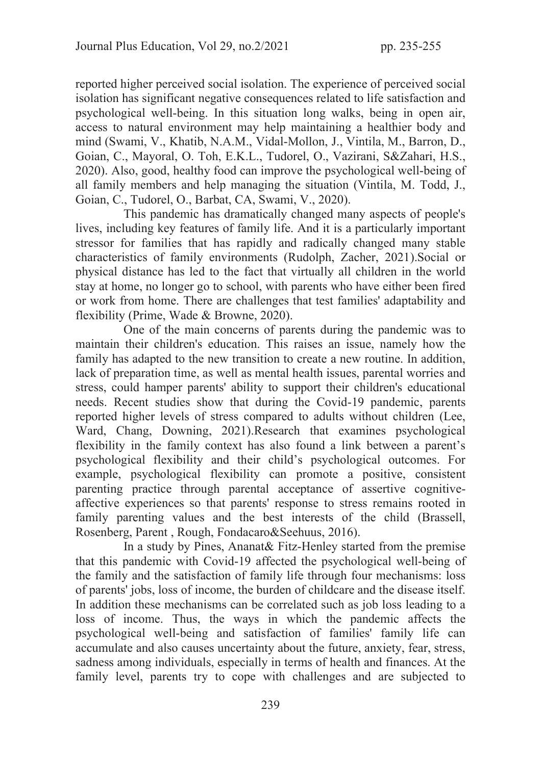reported higher perceived social isolation. The experience of perceived social isolation has significant negative consequences related to life satisfaction and psychological well-being. In this situation long walks, being in open air, access to natural environment may help maintaining a healthier body and mind (Swami, V., Khatib, N.A.M., Vidal-Mollon, J., Vintila, M., Barron, D., Goian, C., Mayoral, O. Toh, E.K.L., Tudorel, O., Vazirani, S&Zahari, H.S., 2020). Also, good, healthy food can improve the psychological well-being of all family members and help managing the situation (Vintila, M. Todd, J., Goian, C., Tudorel, O., Barbat, CA, Swami, V., 2020).

This pandemic has dramatically changed many aspects of people's lives, including key features of family life. And it is a particularly important stressor for families that has rapidly and radically changed many stable characteristics of family environments (Rudolph, Zacher, 2021).Social or physical distance has led to the fact that virtually all children in the world stay at home, no longer go to school, with parents who have either been fired or work from home. There are challenges that test families' adaptability and flexibility (Prime, Wade & Browne, 2020).

One of the main concerns of parents during the pandemic was to maintain their children's education. This raises an issue, namely how the family has adapted to the new transition to create a new routine. In addition, lack of preparation time, as well as mental health issues, parental worries and stress, could hamper parents' ability to support their children's educational needs. Recent studies show that during the Covid-19 pandemic, parents reported higher levels of stress compared to adults without children (Lee, Ward, Chang, Downing, 2021).Research that examines psychological flexibility in the family context has also found a link between a parent's psychological flexibility and their child's psychological outcomes. For example, psychological flexibility can promote a positive, consistent parenting practice through parental acceptance of assertive cognitive-affective experiences so that parents' response to stress remains rooted in family parenting values and the best interests of the child (Brassell, Rosenberg, Parent , Rough, Fondacaro&Seehuus, 2016).

In a study by Pines, Ananat& Fitz-Henley started from the premise that this pandemic with Covid-19 affected the psychological well-being of the family and the satisfaction of family life through four mechanisms: loss of parents' jobs, loss of income, the burden of childcare and the disease itself. In addition these mechanisms can be correlated such as job loss leading to a loss of income. Thus, the ways in which the pandemic affects the psychological well-being and satisfaction of families' family life can accumulate and also causes uncertainty about the future, anxiety, fear, stress, sadness among individuals, especially in terms of health and finances. At the family level, parents try to cope with challenges and are subjected to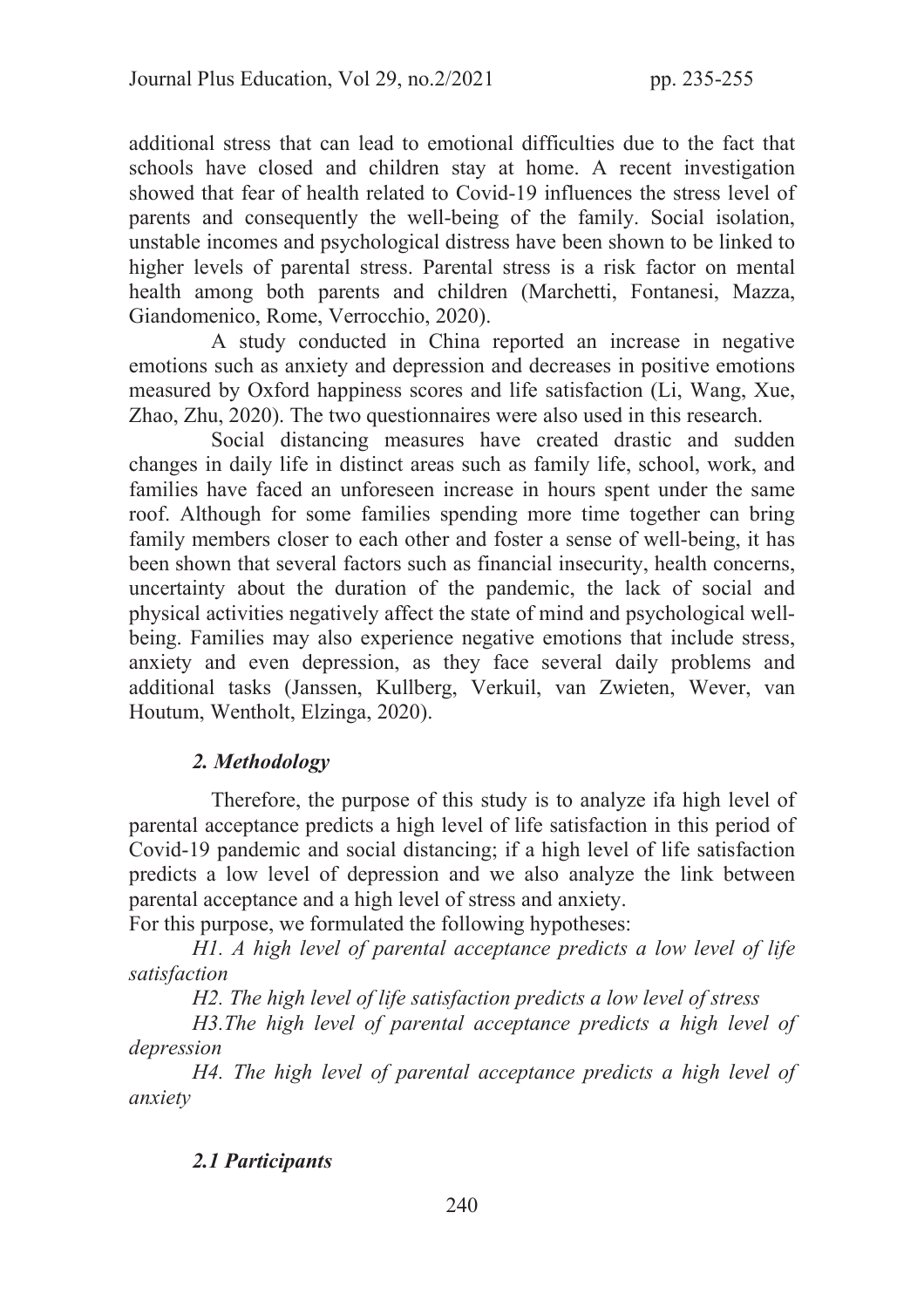additional stress that can lead to emotional difficulties due to the fact that schools have closed and children stay at home. A recent investigation showed that fear of health related to Covid-19 influences the stress level of parents and consequently the well-being of the family. Social isolation, unstable incomes and psychological distress have been shown to be linked to higher levels of parental stress. Parental stress is a risk factor on mental health among both parents and children (Marchetti, Fontanesi, Mazza, Giandomenico, Rome, Verrocchio, 2020).

A study conducted in China reported an increase in negative emotions such as anxiety and depression and decreases in positive emotions measured by Oxford happiness scores and life satisfaction (Li, Wang, Xue, Zhao, Zhu, 2020). The two questionnaires were also used in this research.

Social distancing measures have created drastic and sudden changes in daily life in distinct areas such as family life, school, work, and families have faced an unforeseen increase in hours spent under the same roof. Although for some families spending more time together can bring family members closer to each other and foster a sense of well-being, it has been shown that several factors such as financial insecurity, health concerns, uncertainty about the duration of the pandemic, the lack of social and physical activities negatively affect the state of mind and psychological well-being. Families may also experience negative emotions that include stress, anxiety and even depression, as they face several daily problems and additional tasks (Janssen, Kullberg, Verkuil, van Zwieten, Wever, van Houtum, Wentholt, Elzinga, 2020).

## *2. Methodology*

Therefore, the purpose of this study is to analyze ifa high level of parental acceptance predicts a high level of life satisfaction in this period of Covid-19 pandemic and social distancing; if a high level of life satisfaction predicts a low level of depression and we also analyze the link between parental acceptance and a high level of stress and anxiety.

For this purpose, we formulated the following hypotheses:

*H1. A high level of parental acceptance predicts a low level of life satisfaction*

*H2. The high level of life satisfaction predicts a low level of stress*

*H3.The high level of parental acceptance predicts a high level of depression*

*H4. The high level of parental acceptance predicts a high level of anxiety*

### *2.1 Participants*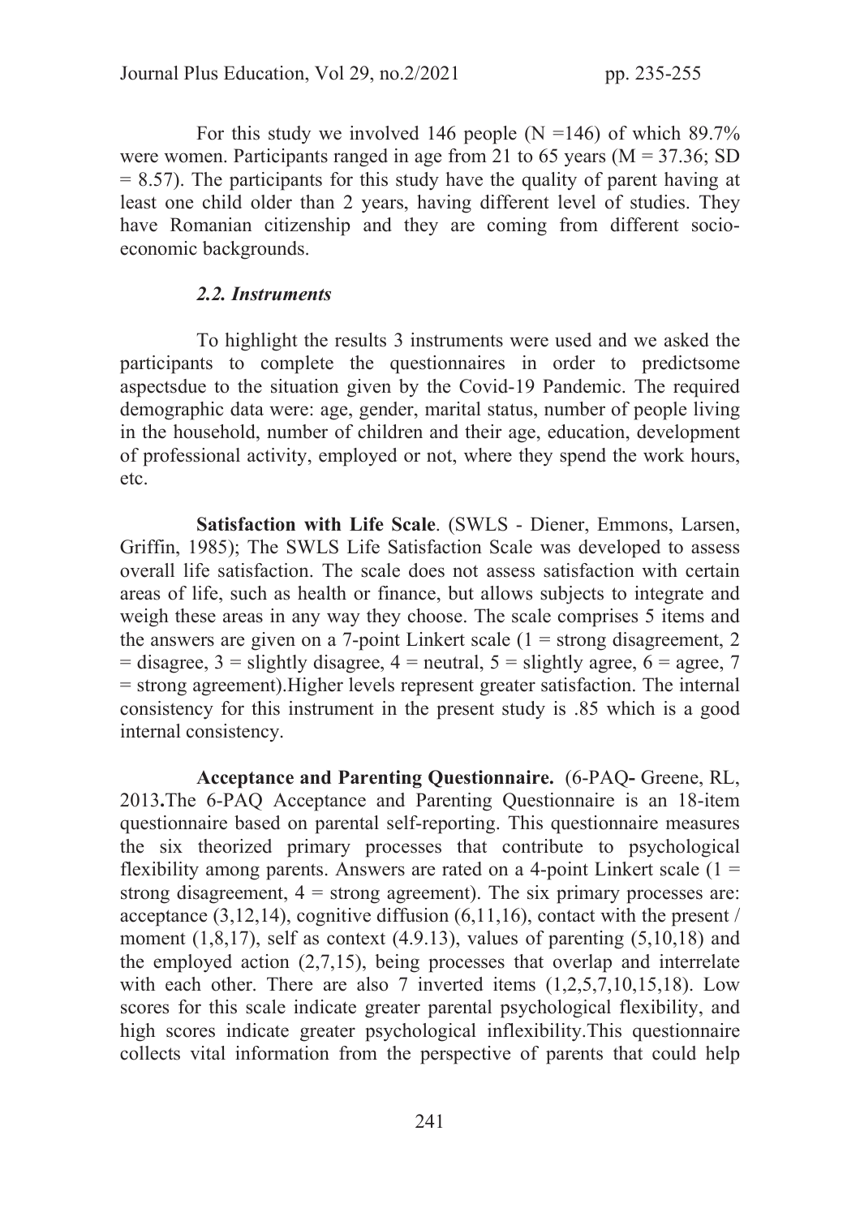For this study we involved 146 people ($N = 146$) of which 89.7% were women. Participants ranged in age from 21 to 65 years ($M = 37.36$; $SD = 8.57$). The participants for this study have the quality of parent having at least one child older than 2 years, having different level of studies. They have Romanian citizenship and they are coming from different socio-economic backgrounds.

### *2.2. Instruments*

To highlight the results 3 instruments were used and we asked the participants to complete the questionnaires in order to predictsome aspectsdue to the situation given by the Covid-19 Pandemic. The required demographic data were: age, gender, marital status, number of people living in the household, number of children and their age, education, development of professional activity, employed or not, where they spend the work hours, etc.

**Satisfaction with Life Scale**. (SWLS - Diener, Emmons, Larsen, Griffin, 1985); The SWLS Life Satisfaction Scale was developed to assess overall life satisfaction. The scale does not assess satisfaction with certain areas of life, such as health or finance, but allows subjects to integrate and weigh these areas in any way they choose. The scale comprises 5 items and the answers are given on a 7-point Linkert scale (1 = strong disagreement, 2 = disagree, 3 = slightly disagree, 4 = neutral, 5 = slightly agree, 6 = agree, 7 = strong agreement).Higher levels represent greater satisfaction. The internal consistency for this instrument in the present study is .85 which is a good internal consistency.

**Acceptance and Parenting Questionnaire.** (6-PAQ**-** Greene, RL, 2013**.**The 6-PAQ Acceptance and Parenting Questionnaire is an 18-item questionnaire based on parental self-reporting. This questionnaire measures the six theorized primary processes that contribute to psychological flexibility among parents. Answers are rated on a 4-point Linkert scale (1 = strong disagreement, 4 = strong agreement). The six primary processes are: acceptance (3,12,14), cognitive diffusion (6,11,16), contact with the present / moment (1,8,17), self as context (4.9.13), values of parenting (5,10,18) and the employed action (2,7,15), being processes that overlap and interrelate with each other. There are also 7 inverted items (1,2,5,7,10,15,18). Low scores for this scale indicate greater parental psychological flexibility, and high scores indicate greater psychological inflexibility.This questionnaire collects vital information from the perspective of parents that could help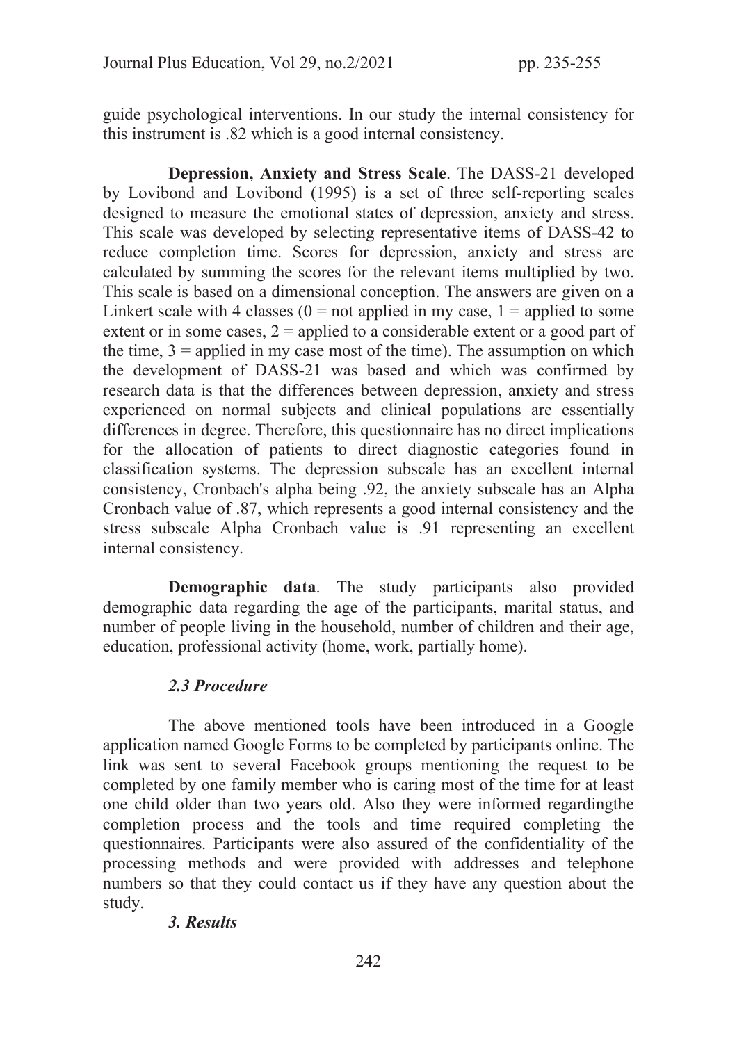guide psychological interventions. In our study the internal consistency for this instrument is .82 which is a good internal consistency.

**Depression, Anxiety and Stress Scale**. The DASS-21 developed by Lovibond and Lovibond (1995) is a set of three self-reporting scales designed to measure the emotional states of depression, anxiety and stress. This scale was developed by selecting representative items of DASS-42 to reduce completion time. Scores for depression, anxiety and stress are calculated by summing the scores for the relevant items multiplied by two. This scale is based on a dimensional conception. The answers are given on a Linkert scale with 4 classes (0 = not applied in my case, 1 = applied to some extent or in some cases, 2 = applied to a considerable extent or a good part of the time, 3 = applied in my case most of the time). The assumption on which the development of DASS-21 was based and which was confirmed by research data is that the differences between depression, anxiety and stress experienced on normal subjects and clinical populations are essentially differences in degree. Therefore, this questionnaire has no direct implications for the allocation of patients to direct diagnostic categories found in classification systems. The depression subscale has an excellent internal consistency, Cronbach's alpha being .92, the anxiety subscale has an Alpha Cronbach value of .87, which represents a good internal consistency and the stress subscale Alpha Cronbach value is .91 representing an excellent internal consistency.

**Demographic data**. The study participants also provided demographic data regarding the age of the participants, marital status, and number of people living in the household, number of children and their age, education, professional activity (home, work, partially home).

### *2.3 Procedure*

The above mentioned tools have been introduced in a Google application named Google Forms to be completed by participants online. The link was sent to several Facebook groups mentioning the request to be completed by one family member who is caring most of the time for at least one child older than two years old. Also they were informed regardingthe completion process and the tools and time required completing the questionnaires. Participants were also assured of the confidentiality of the processing methods and were provided with addresses and telephone numbers so that they could contact us if they have any question about the study.

## *3. Results*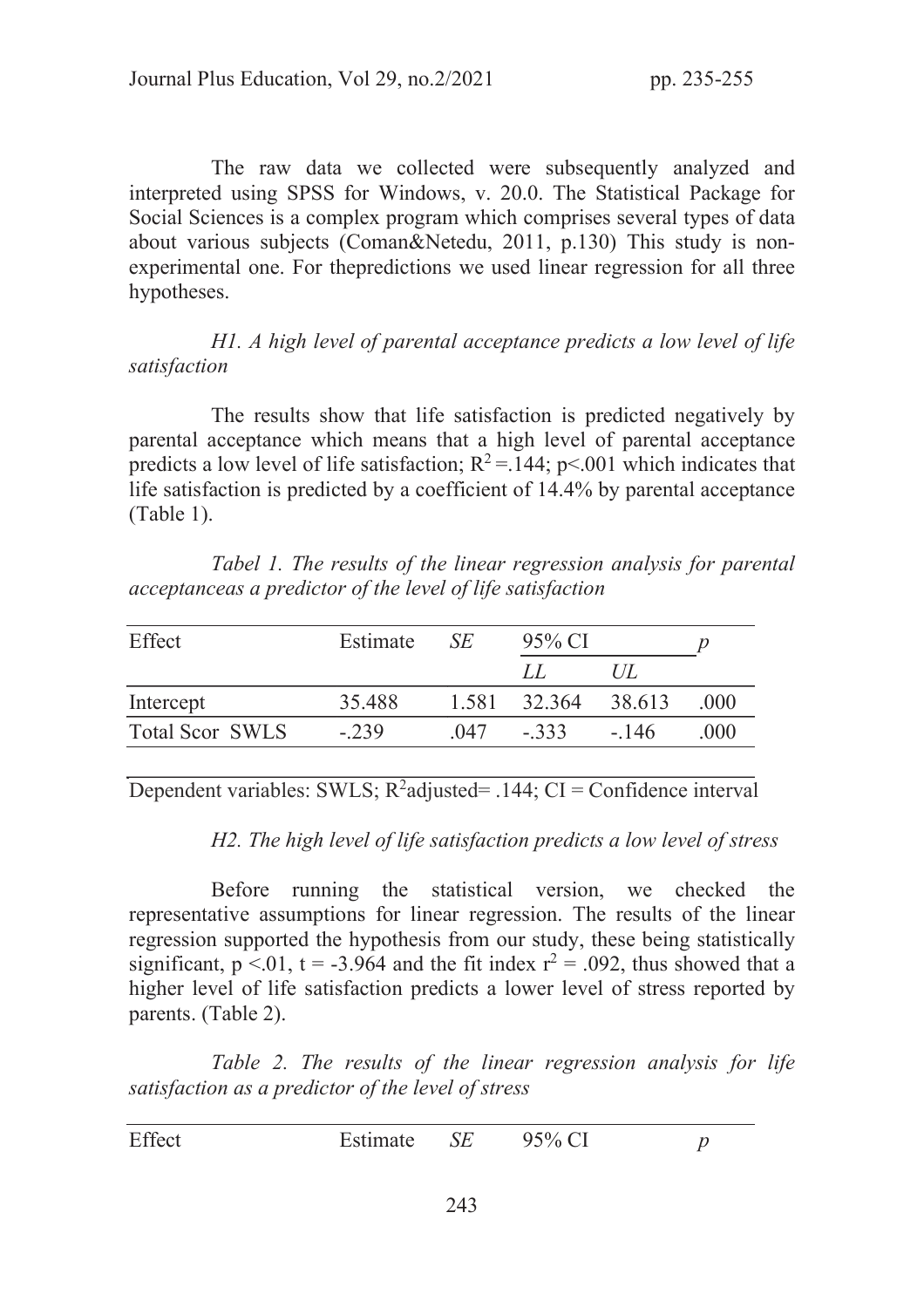The raw data we collected were subsequently analyzed and interpreted using SPSS for Windows, v. 20.0. The Statistical Package for Social Sciences is a complex program which comprises several types of data about various subjects (Coman&Netedu, 2011, p.130) This study is non-experimental one. For thepredictions we used linear regression for all three hypotheses.

*H1. A high level of parental acceptance predicts a low level of life satisfaction*

The results show that life satisfaction is predicted negatively by parental acceptance which means that a high level of parental acceptance predicts a low level of life satisfaction; $R^2 = .144$; $p < .001$ which indicates that life satisfaction is predicted by a coefficient of 14.4% by parental acceptance (Table 1).

*Tabel 1. The results of the linear regression analysis for parental acceptanceas a predictor of the level of life satisfaction*

| Effect | Estimate | *SE* | 95% CI | | *p* |
|---|---|---|---|---|---|
| | | | *LL* | *UL* | |
| Intercept | 35.488 | 1.581 | 32.364 | 38.613 | .000 |
| Total Scor SWLS | -.239 | .047 | -.333 | -.146 | .000 |

Dependent variables: SWLS; $R^2$adjusted= .144; CI = Confidence interval

*H2. The high level of life satisfaction predicts a low level of stress*

Before running the statistical version, we checked the representative assumptions for linear regression. The results of the linear regression supported the hypothesis from our study, these being statistically significant, $p < .01$, $t = -3.964$ and the fit index $r^2 = .092$, thus showed that a higher level of life satisfaction predicts a lower level of stress reported by parents. (Table 2).

*Table 2. The results of the linear regression analysis for life satisfaction as a predictor of the level of stress*

| Effect | Estimate | *SE* | 95% CI | *p* |
|---|---|---|---|---|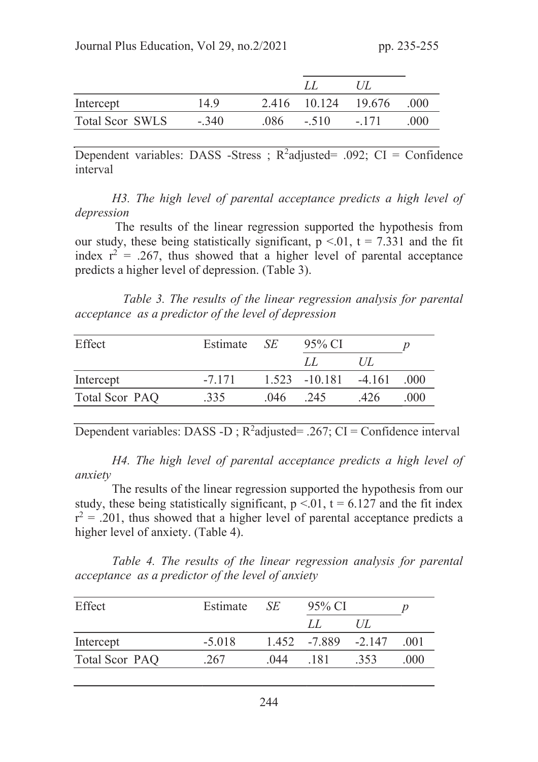| | | | LL | UL | |
|---|---|---|---|---|---|
| Intercept | 14.9 | 2.416 | 10.124 | 19.676 | .000 |
| Total Scor SWLS | -.340 | .086 | -.510 | -.171 | .000 |

Dependent variables: DASS -Stress ; $R^2$adjusted= .092; CI = Confidence interval

*H3. The high level of parental acceptance predicts a high level of depression*

The results of the linear regression supported the hypothesis from our study, these being statistically significant, $p < .01$, $t = 7.331$ and the fit index $r^2 = .267$, thus showed that a higher level of parental acceptance predicts a higher level of depression. (Table 3).

*Table 3. The results of the linear regression analysis for parental acceptance as a predictor of the level of depression*

| Effect | Estimate | *SE* | 95% CI | | *p* |
|---|---|---|---|---|---|
| | | | *LL* | *UL* | |
| Intercept | -7.171 | 1.523 | -10.181 | -4.161 | .000 |
| Total Scor PAQ | .335 | .046 | .245 | .426 | .000 |

Dependent variables: DASS -D ; $R^2$adjusted= .267; CI = Confidence interval

*H4. The high level of parental acceptance predicts a high level of anxiety*

The results of the linear regression supported the hypothesis from our study, these being statistically significant, $p < .01$, $t = 6.127$ and the fit index $r^2 = .201$, thus showed that a higher level of parental acceptance predicts a higher level of anxiety. (Table 4).

*Table 4. The results of the linear regression analysis for parental acceptance as a predictor of the level of anxiety*

| Effect | Estimate | *SE* | 95% CI | | *p* |
|---|---|---|---|---|---|
| | | | *LL* | *UL* | |
| Intercept | -5.018 | 1.452 | -7.889 | -2.147 | .001 |
| Total Scor PAQ | .267 | .044 | .181 | .353 | .000 |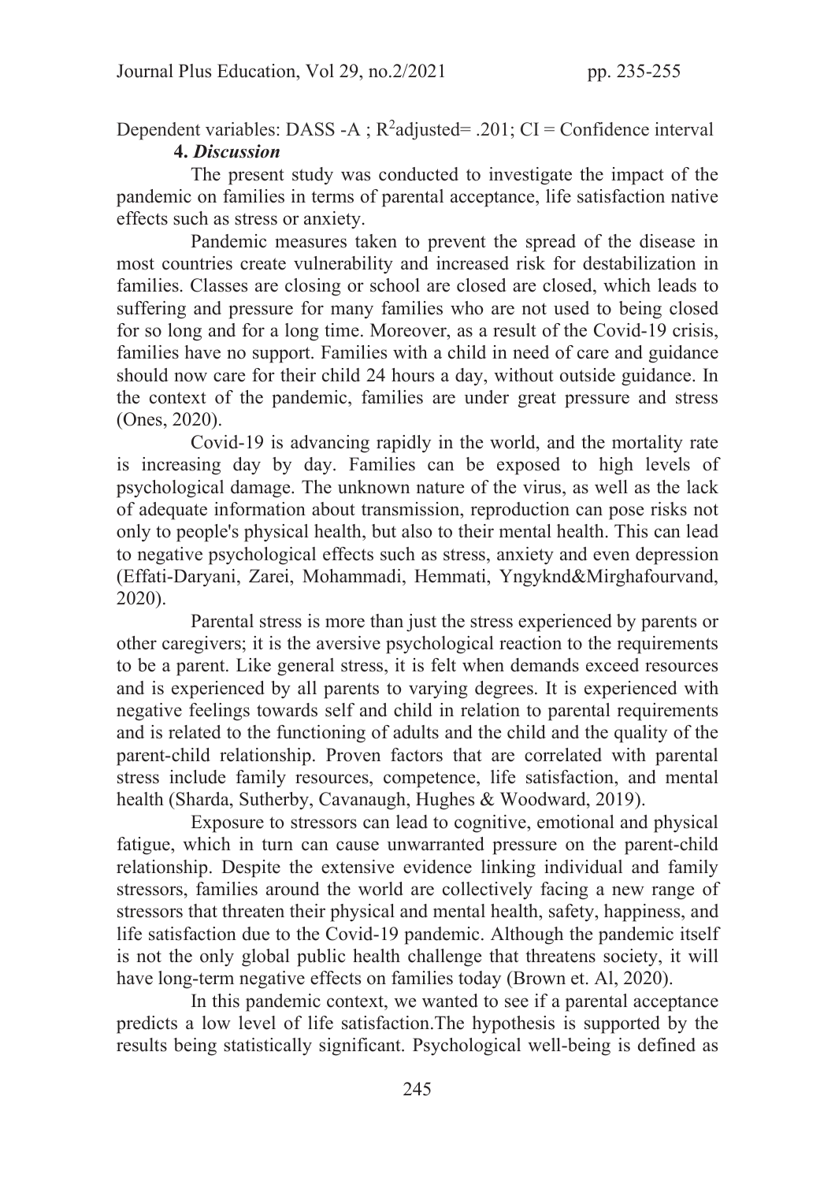Dependent variables: DASS -A ; $R^2$adjusted= .201; CI = Confidence interval

## 4. *Discussion*

The present study was conducted to investigate the impact of the pandemic on families in terms of parental acceptance, life satisfaction native effects such as stress or anxiety.

Pandemic measures taken to prevent the spread of the disease in most countries create vulnerability and increased risk for destabilization in families. Classes are closing or school are closed are closed, which leads to suffering and pressure for many families who are not used to being closed for so long and for a long time. Moreover, as a result of the Covid-19 crisis, families have no support. Families with a child in need of care and guidance should now care for their child 24 hours a day, without outside guidance. In the context of the pandemic, families are under great pressure and stress (Ones, 2020).

Covid-19 is advancing rapidly in the world, and the mortality rate is increasing day by day. Families can be exposed to high levels of psychological damage. The unknown nature of the virus, as well as the lack of adequate information about transmission, reproduction can pose risks not only to people's physical health, but also to their mental health. This can lead to negative psychological effects such as stress, anxiety and even depression (Effati-Daryani, Zarei, Mohammadi, Hemmati, Yngyknd&Mirghafourvand, 2020).

Parental stress is more than just the stress experienced by parents or other caregivers; it is the aversive psychological reaction to the requirements to be a parent. Like general stress, it is felt when demands exceed resources and is experienced by all parents to varying degrees. It is experienced with negative feelings towards self and child in relation to parental requirements and is related to the functioning of adults and the child and the quality of the parent-child relationship. Proven factors that are correlated with parental stress include family resources, competence, life satisfaction, and mental health (Sharda, Sutherby, Cavanaugh, Hughes & Woodward, 2019).

Exposure to stressors can lead to cognitive, emotional and physical fatigue, which in turn can cause unwarranted pressure on the parent-child relationship. Despite the extensive evidence linking individual and family stressors, families around the world are collectively facing a new range of stressors that threaten their physical and mental health, safety, happiness, and life satisfaction due to the Covid-19 pandemic. Although the pandemic itself is not the only global public health challenge that threatens society, it will have long-term negative effects on families today (Brown et. Al, 2020).

In this pandemic context, we wanted to see if a parental acceptance predicts a low level of life satisfaction.The hypothesis is supported by the results being statistically significant. Psychological well-being is defined as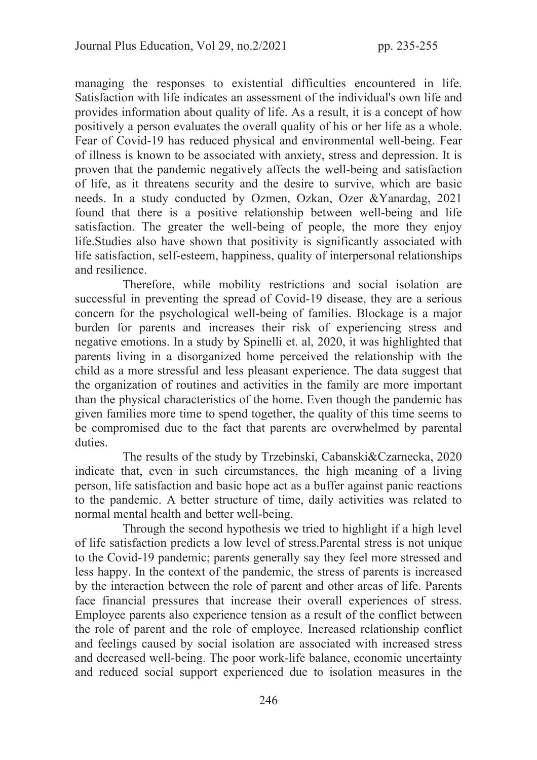managing the responses to existential difficulties encountered in life. Satisfaction with life indicates an assessment of the individual's own life and provides information about quality of life. As a result, it is a concept of how positively a person evaluates the overall quality of his or her life as a whole. Fear of Covid-19 has reduced physical and environmental well-being. Fear of illness is known to be associated with anxiety, stress and depression. It is proven that the pandemic negatively affects the well-being and satisfaction of life, as it threatens security and the desire to survive, which are basic needs. In a study conducted by Ozmen, Ozkan, Ozer &Yanardag, 2021 found that there is a positive relationship between well-being and life satisfaction. The greater the well-being of people, the more they enjoy life.Studies also have shown that positivity is significantly associated with life satisfaction, self-esteem, happiness, quality of interpersonal relationships and resilience.

Therefore, while mobility restrictions and social isolation are successful in preventing the spread of Covid-19 disease, they are a serious concern for the psychological well-being of families. Blockage is a major burden for parents and increases their risk of experiencing stress and negative emotions. In a study by Spinelli et. al, 2020, it was highlighted that parents living in a disorganized home perceived the relationship with the child as a more stressful and less pleasant experience. The data suggest that the organization of routines and activities in the family are more important than the physical characteristics of the home. Even though the pandemic has given families more time to spend together, the quality of this time seems to be compromised due to the fact that parents are overwhelmed by parental duties.

The results of the study by Trzebinski, Cabanski&Czarnecka, 2020 indicate that, even in such circumstances, the high meaning of a living person, life satisfaction and basic hope act as a buffer against panic reactions to the pandemic. A better structure of time, daily activities was related to normal mental health and better well-being.

Through the second hypothesis we tried to highlight if a high level of life satisfaction predicts a low level of stress.Parental stress is not unique to the Covid-19 pandemic; parents generally say they feel more stressed and less happy. In the context of the pandemic, the stress of parents is increased by the interaction between the role of parent and other areas of life. Parents face financial pressures that increase their overall experiences of stress. Employee parents also experience tension as a result of the conflict between the role of parent and the role of employee. Increased relationship conflict and feelings caused by social isolation are associated with increased stress and decreased well-being. The poor work-life balance, economic uncertainty and reduced social support experienced due to isolation measures in the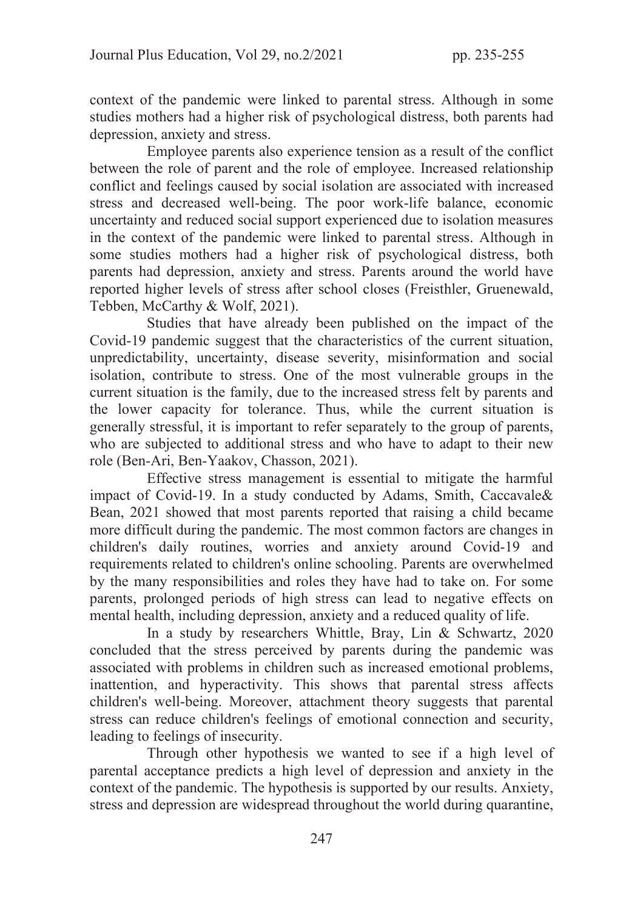context of the pandemic were linked to parental stress. Although in some studies mothers had a higher risk of psychological distress, both parents had depression, anxiety and stress.

Employee parents also experience tension as a result of the conflict between the role of parent and the role of employee. Increased relationship conflict and feelings caused by social isolation are associated with increased stress and decreased well-being. The poor work-life balance, economic uncertainty and reduced social support experienced due to isolation measures in the context of the pandemic were linked to parental stress. Although in some studies mothers had a higher risk of psychological distress, both parents had depression, anxiety and stress. Parents around the world have reported higher levels of stress after school closes (Freisthler, Gruenewald, Tebben, McCarthy & Wolf, 2021).

Studies that have already been published on the impact of the Covid-19 pandemic suggest that the characteristics of the current situation, unpredictability, uncertainty, disease severity, misinformation and social isolation, contribute to stress. One of the most vulnerable groups in the current situation is the family, due to the increased stress felt by parents and the lower capacity for tolerance. Thus, while the current situation is generally stressful, it is important to refer separately to the group of parents, who are subjected to additional stress and who have to adapt to their new role (Ben-Ari, Ben-Yaakov, Chasson, 2021).

Effective stress management is essential to mitigate the harmful impact of Covid-19. In a study conducted by Adams, Smith, Caccavale& Bean, 2021 showed that most parents reported that raising a child became more difficult during the pandemic. The most common factors are changes in children's daily routines, worries and anxiety around Covid-19 and requirements related to children's online schooling. Parents are overwhelmed by the many responsibilities and roles they have had to take on. For some parents, prolonged periods of high stress can lead to negative effects on mental health, including depression, anxiety and a reduced quality of life.

In a study by researchers Whittle, Bray, Lin & Schwartz, 2020 concluded that the stress perceived by parents during the pandemic was associated with problems in children such as increased emotional problems, inattention, and hyperactivity. This shows that parental stress affects children's well-being. Moreover, attachment theory suggests that parental stress can reduce children's feelings of emotional connection and security, leading to feelings of insecurity.

Through other hypothesis we wanted to see if a high level of parental acceptance predicts a high level of depression and anxiety in the context of the pandemic. The hypothesis is supported by our results. Anxiety, stress and depression are widespread throughout the world during quarantine,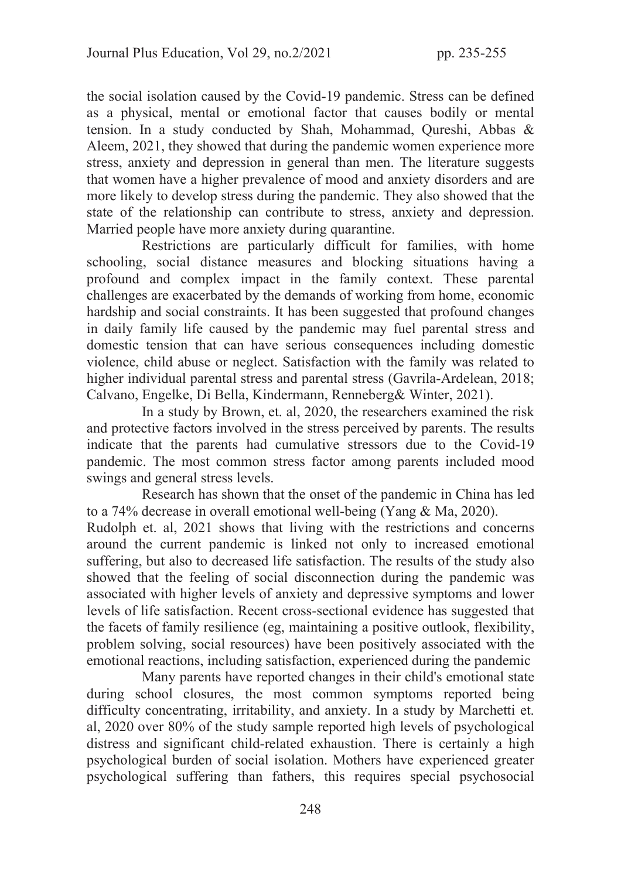the social isolation caused by the Covid-19 pandemic. Stress can be defined as a physical, mental or emotional factor that causes bodily or mental tension. In a study conducted by Shah, Mohammad, Qureshi, Abbas & Aleem, 2021, they showed that during the pandemic women experience more stress, anxiety and depression in general than men. The literature suggests that women have a higher prevalence of mood and anxiety disorders and are more likely to develop stress during the pandemic. They also showed that the state of the relationship can contribute to stress, anxiety and depression. Married people have more anxiety during quarantine.

Restrictions are particularly difficult for families, with home schooling, social distance measures and blocking situations having a profound and complex impact in the family context. These parental challenges are exacerbated by the demands of working from home, economic hardship and social constraints. It has been suggested that profound changes in daily family life caused by the pandemic may fuel parental stress and domestic tension that can have serious consequences including domestic violence, child abuse or neglect. Satisfaction with the family was related to higher individual parental stress and parental stress (Gavrila-Ardelean, 2018; Calvano, Engelke, Di Bella, Kindermann, Renneberg& Winter, 2021).

In a study by Brown, et. al, 2020, the researchers examined the risk and protective factors involved in the stress perceived by parents. The results indicate that the parents had cumulative stressors due to the Covid-19 pandemic. The most common stress factor among parents included mood swings and general stress levels.

Research has shown that the onset of the pandemic in China has led to a 74% decrease in overall emotional well-being (Yang & Ma, 2020). Rudolph et. al, 2021 shows that living with the restrictions and concerns around the current pandemic is linked not only to increased emotional suffering, but also to decreased life satisfaction. The results of the study also showed that the feeling of social disconnection during the pandemic was associated with higher levels of anxiety and depressive symptoms and lower levels of life satisfaction. Recent cross-sectional evidence has suggested that the facets of family resilience (eg, maintaining a positive outlook, flexibility, problem solving, social resources) have been positively associated with the emotional reactions, including satisfaction, experienced during the pandemic

Many parents have reported changes in their child's emotional state during school closures, the most common symptoms reported being difficulty concentrating, irritability, and anxiety. In a study by Marchetti et. al, 2020 over 80% of the study sample reported high levels of psychological distress and significant child-related exhaustion. There is certainly a high psychological burden of social isolation. Mothers have experienced greater psychological suffering than fathers, this requires special psychosocial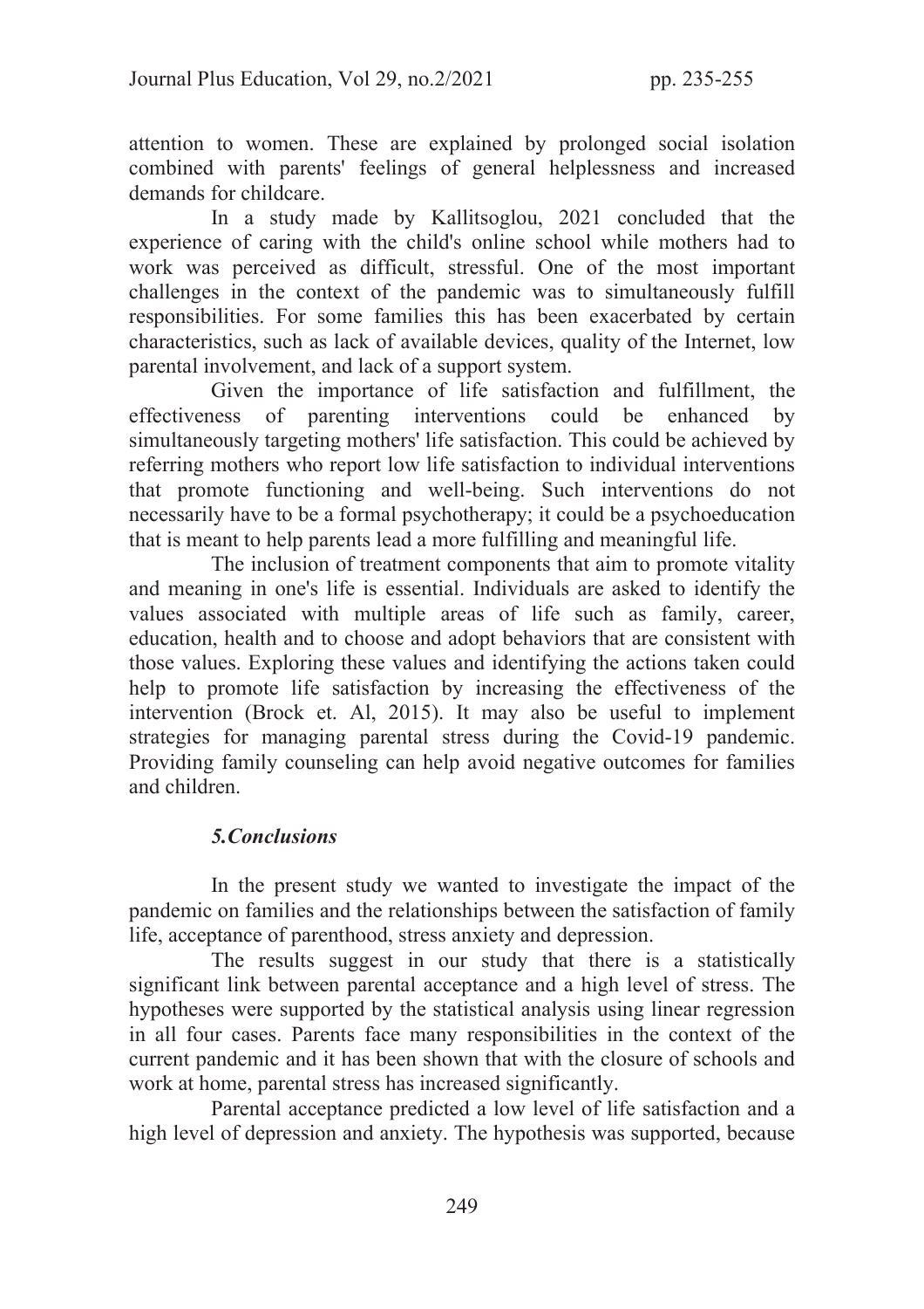attention to women. These are explained by prolonged social isolation combined with parents' feelings of general helplessness and increased demands for childcare.

In a study made by Kallitsoglou, 2021 concluded that the experience of caring with the child's online school while mothers had to work was perceived as difficult, stressful. One of the most important challenges in the context of the pandemic was to simultaneously fulfill responsibilities. For some families this has been exacerbated by certain characteristics, such as lack of available devices, quality of the Internet, low parental involvement, and lack of a support system.

Given the importance of life satisfaction and fulfillment, the effectiveness of parenting interventions could be enhanced by simultaneously targeting mothers' life satisfaction. This could be achieved by referring mothers who report low life satisfaction to individual interventions that promote functioning and well-being. Such interventions do not necessarily have to be a formal psychotherapy; it could be a psychoeducation that is meant to help parents lead a more fulfilling and meaningful life.

The inclusion of treatment components that aim to promote vitality and meaning in one's life is essential. Individuals are asked to identify the values associated with multiple areas of life such as family, career, education, health and to choose and adopt behaviors that are consistent with those values. Exploring these values and identifying the actions taken could help to promote life satisfaction by increasing the effectiveness of the intervention (Brock et. Al, 2015). It may also be useful to implement strategies for managing parental stress during the Covid-19 pandemic. Providing family counseling can help avoid negative outcomes for families and children.

## *5.Conclusions*

In the present study we wanted to investigate the impact of the pandemic on families and the relationships between the satisfaction of family life, acceptance of parenthood, stress anxiety and depression.

The results suggest in our study that there is a statistically significant link between parental acceptance and a high level of stress. The hypotheses were supported by the statistical analysis using linear regression in all four cases. Parents face many responsibilities in the context of the current pandemic and it has been shown that with the closure of schools and work at home, parental stress has increased significantly.

Parental acceptance predicted a low level of life satisfaction and a high level of depression and anxiety. The hypothesis was supported, because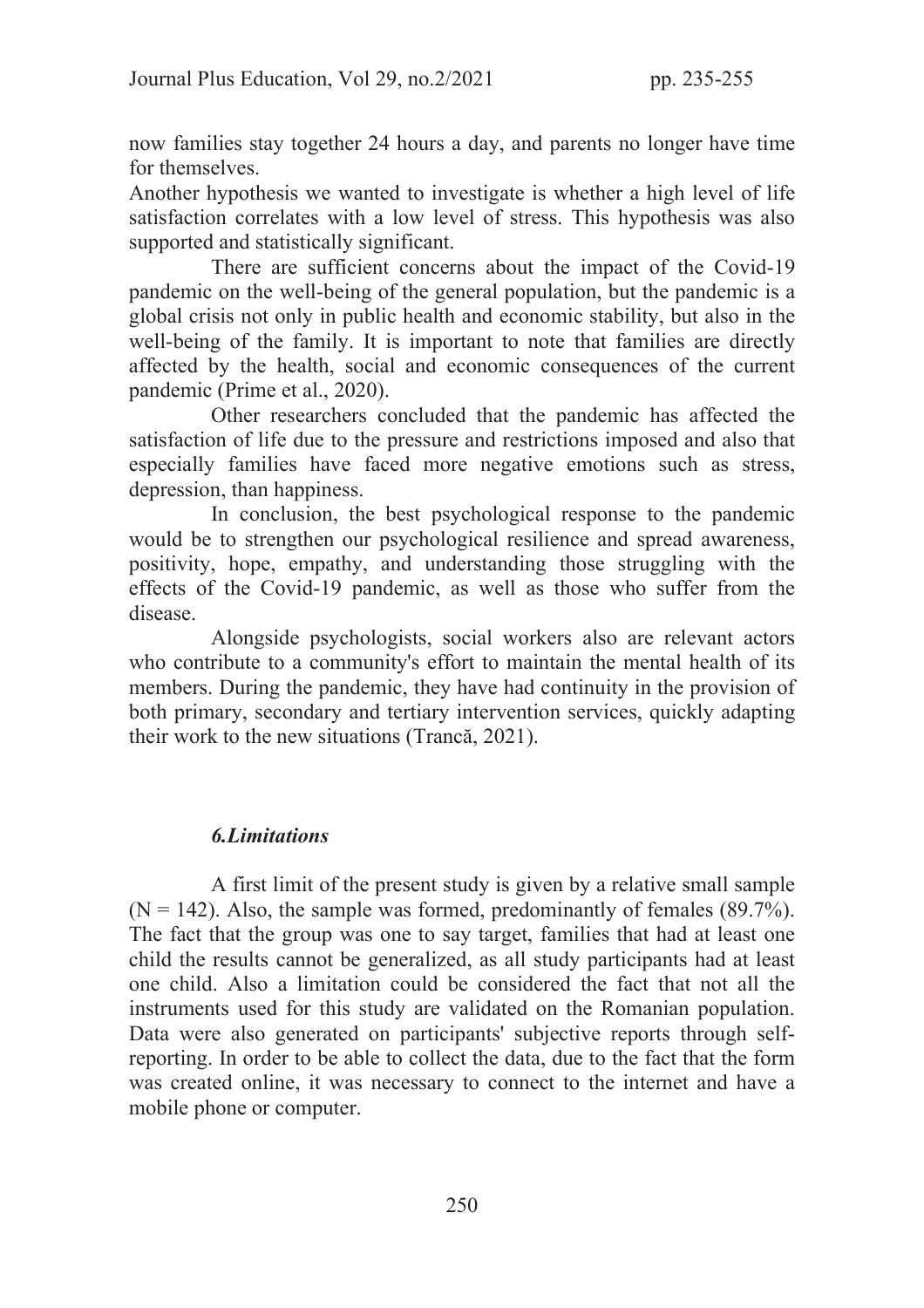now families stay together 24 hours a day, and parents no longer have time for themselves.

Another hypothesis we wanted to investigate is whether a high level of life satisfaction correlates with a low level of stress. This hypothesis was also supported and statistically significant.

There are sufficient concerns about the impact of the Covid-19 pandemic on the well-being of the general population, but the pandemic is a global crisis not only in public health and economic stability, but also in the well-being of the family. It is important to note that families are directly affected by the health, social and economic consequences of the current pandemic (Prime et al., 2020).

Other researchers concluded that the pandemic has affected the satisfaction of life due to the pressure and restrictions imposed and also that especially families have faced more negative emotions such as stress, depression, than happiness.

In conclusion, the best psychological response to the pandemic would be to strengthen our psychological resilience and spread awareness, positivity, hope, empathy, and understanding those struggling with the effects of the Covid-19 pandemic, as well as those who suffer from the disease.

Alongside psychologists, social workers also are relevant actors who contribute to a community's effort to maintain the mental health of its members. During the pandemic, they have had continuity in the provision of both primary, secondary and tertiary intervention services, quickly adapting their work to the new situations (Trancă, 2021).

## *6.Limitations*

A first limit of the present study is given by a relative small sample (N = 142). Also, the sample was formed, predominantly of females (89.7%). The fact that the group was one to say target, families that had at least one child the results cannot be generalized, as all study participants had at least one child. Also a limitation could be considered the fact that not all the instruments used for this study are validated on the Romanian population. Data were also generated on participants' subjective reports through self-reporting. In order to be able to collect the data, due to the fact that the form was created online, it was necessary to connect to the internet and have a mobile phone or computer.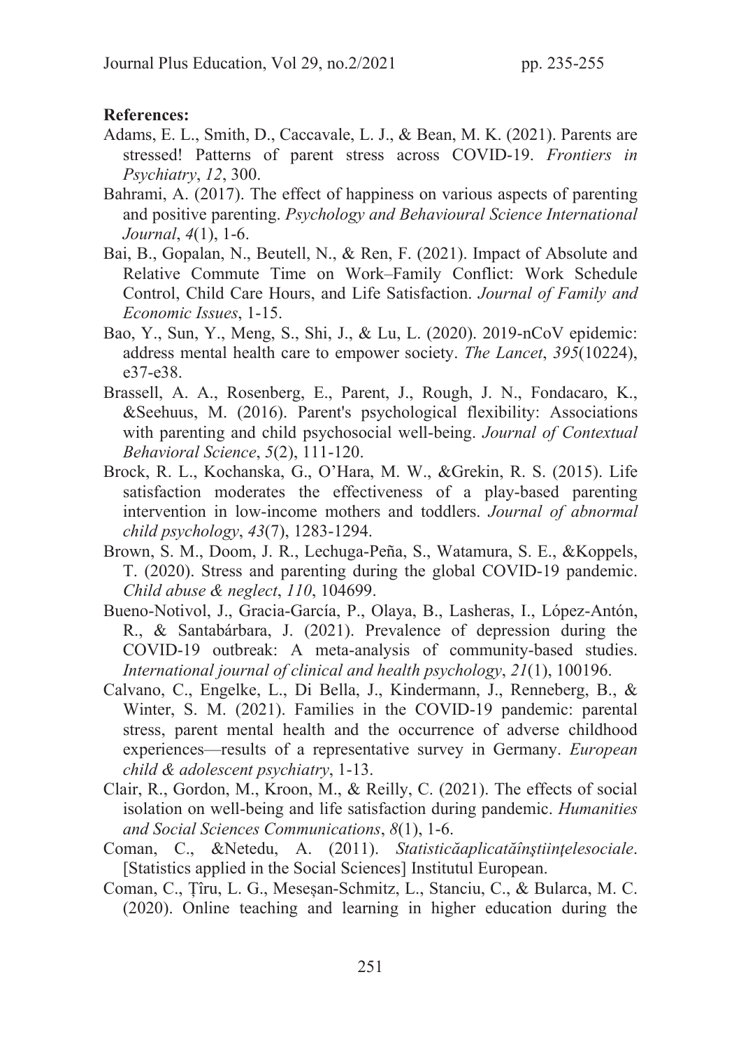**References:**

Adams, E. L., Smith, D., Caccavale, L. J., & Bean, M. K. (2021). Parents are stressed! Patterns of parent stress across COVID-19. *Frontiers in Psychiatry*, *12*, 300.

Bahrami, A. (2017). The effect of happiness on various aspects of parenting and positive parenting. *Psychology and Behavioural Science International Journal*, *4*(1), 1-6.

Bai, B., Gopalan, N., Beutell, N., & Ren, F. (2021). Impact of Absolute and Relative Commute Time on Work–Family Conflict: Work Schedule Control, Child Care Hours, and Life Satisfaction. *Journal of Family and Economic Issues*, 1-15.

Bao, Y., Sun, Y., Meng, S., Shi, J., & Lu, L. (2020). 2019-nCoV epidemic: address mental health care to empower society. *The Lancet*, *395*(10224), e37-e38.

Brassell, A. A., Rosenberg, E., Parent, J., Rough, J. N., Fondacaro, K., &Seehuus, M. (2016). Parent's psychological flexibility: Associations with parenting and child psychosocial well-being. *Journal of Contextual Behavioral Science*, *5*(2), 111-120.

Brock, R. L., Kochanska, G., O'Hara, M. W., &Grekin, R. S. (2015). Life satisfaction moderates the effectiveness of a play-based parenting intervention in low-income mothers and toddlers. *Journal of abnormal child psychology*, *43*(7), 1283-1294.

Brown, S. M., Doom, J. R., Lechuga-Peña, S., Watamura, S. E., &Koppels, T. (2020). Stress and parenting during the global COVID-19 pandemic. *Child abuse & neglect*, *110*, 104699.

Bueno-Notivol, J., Gracia-García, P., Olaya, B., Lasheras, I., López-Antón, R., & Santabárbara, J. (2021). Prevalence of depression during the COVID-19 outbreak: A meta-analysis of community-based studies. *International journal of clinical and health psychology*, *21*(1), 100196.

Calvano, C., Engelke, L., Di Bella, J., Kindermann, J., Renneberg, B., & Winter, S. M. (2021). Families in the COVID-19 pandemic: parental stress, parent mental health and the occurrence of adverse childhood experiences—results of a representative survey in Germany. *European child & adolescent psychiatry*, 1-13.

Clair, R., Gordon, M., Kroon, M., & Reilly, C. (2021). The effects of social isolation on well-being and life satisfaction during pandemic. *Humanities and Social Sciences Communications*, *8*(1), 1-6.

Coman, C., &Netedu, A. (2011). *Statisticăaplicatăînştiinţelesociale*. [Statistics applied in the Social Sciences] Institutul European.

Coman, C., Țîru, L. G., Meseșan-Schmitz, L., Stanciu, C., & Bularca, M. C. (2020). Online teaching and learning in higher education during the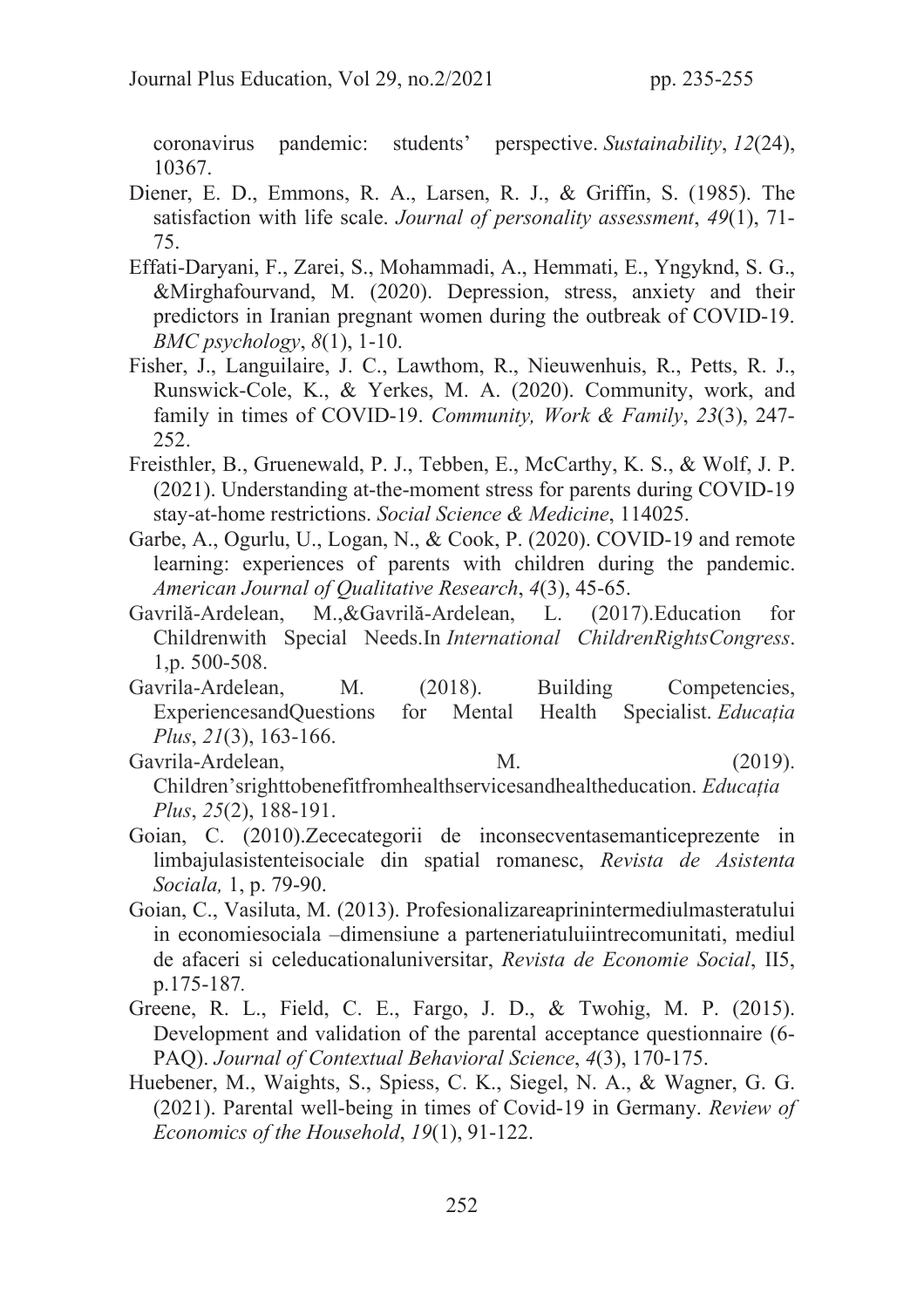coronavirus pandemic: students' perspective. *Sustainability*, *12*(24), 10367.

Diener, E. D., Emmons, R. A., Larsen, R. J., & Griffin, S. (1985). The satisfaction with life scale. *Journal of personality assessment*, *49*(1), 71-75.

Effati-Daryani, F., Zarei, S., Mohammadi, A., Hemmati, E., Yngyknd, S. G., &Mirghafourvand, M. (2020). Depression, stress, anxiety and their predictors in Iranian pregnant women during the outbreak of COVID-19. *BMC psychology*, *8*(1), 1-10.

Fisher, J., Languilaire, J. C., Lawthom, R., Nieuwenhuis, R., Petts, R. J., Runswick-Cole, K., & Yerkes, M. A. (2020). Community, work, and family in times of COVID-19. *Community, Work & Family*, *23*(3), 247-252.

Freisthler, B., Gruenewald, P. J., Tebben, E., McCarthy, K. S., & Wolf, J. P. (2021). Understanding at-the-moment stress for parents during COVID-19 stay-at-home restrictions. *Social Science & Medicine*, 114025.

Garbe, A., Ogurlu, U., Logan, N., & Cook, P. (2020). COVID-19 and remote learning: experiences of parents with children during the pandemic. *American Journal of Qualitative Research*, *4*(3), 45-65.

Gavrilă-Ardelean, M.,&Gavrilă-Ardelean, L. (2017).Education for Childrenwith Special Needs.In *International ChildrenRightsCongress*. 1,p. 500-508.

Gavrila-Ardelean, M. (2018). Building Competencies, ExperiencesandQuestions for Mental Health Specialist. *Educația Plus*, *21*(3), 163-166.

Gavrila-Ardelean, M. (2019). Children'srighttobenefitfromhealthservicesandhealtheducation. *Educația Plus*, *25*(2), 188-191.

Goian, C. (2010).Zececategorii de inconsecventasemanticeprezente in limbajulasistenteisociale din spatial romanesc, *Revista de Asistenta Sociala,* 1, p. 79-90.

Goian, C., Vasiluta, M. (2013). Profesionalizareaprinintermediulmasteratului in economiesociala –dimensiune a parteneriatuluiintrecomunitati, mediul de afaceri si celeducationaluniversitar, *Revista de Economie Social*, II5, p.175-187*.*

Greene, R. L., Field, C. E., Fargo, J. D., & Twohig, M. P. (2015). Development and validation of the parental acceptance questionnaire (6-PAQ). *Journal of Contextual Behavioral Science*, *4*(3), 170-175.

Huebener, M., Waights, S., Spiess, C. K., Siegel, N. A., & Wagner, G. G. (2021). Parental well-being in times of Covid-19 in Germany. *Review of Economics of the Household*, *19*(1), 91-122.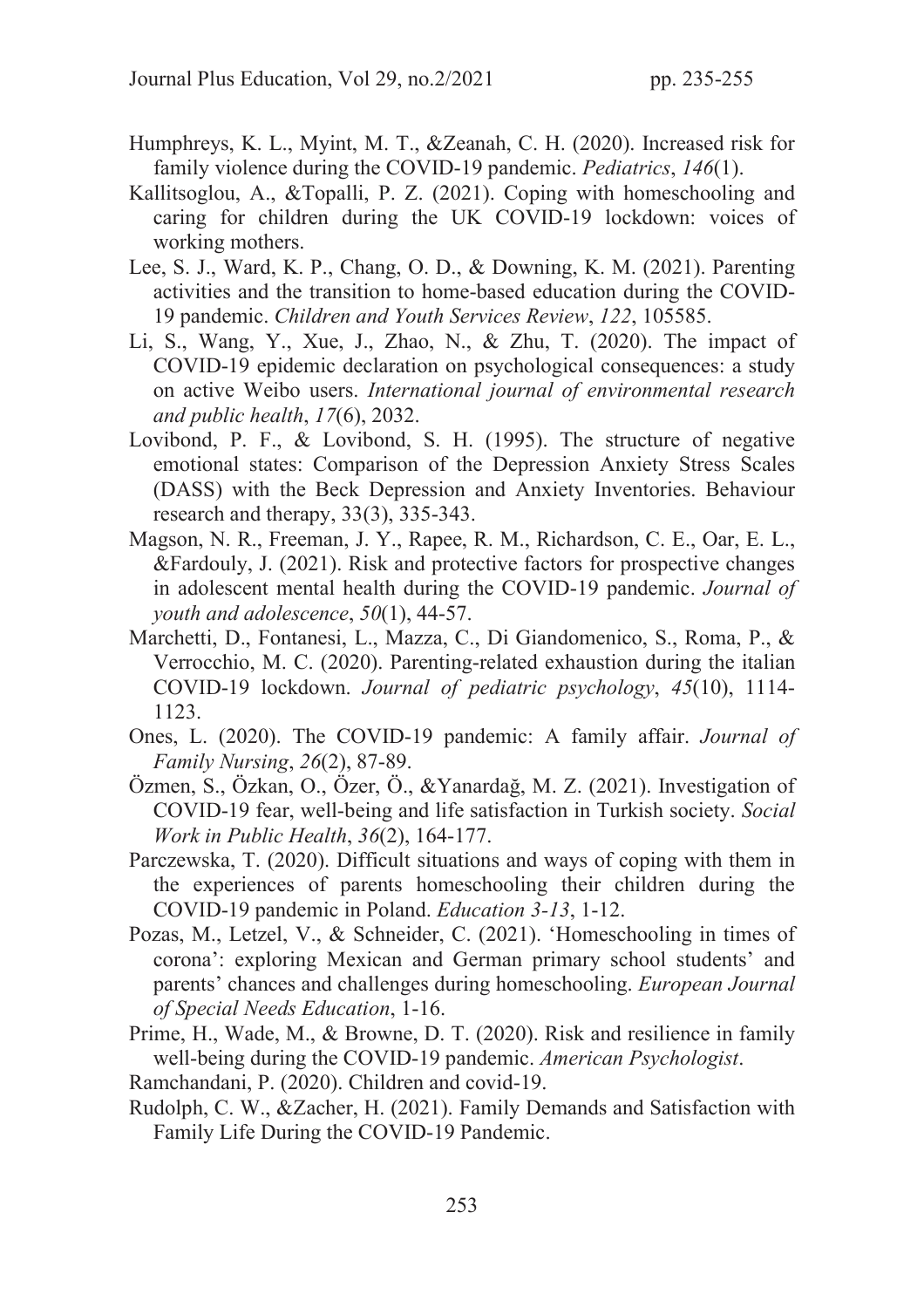Humphreys, K. L., Myint, M. T., &Zeanah, C. H. (2020). Increased risk for family violence during the COVID-19 pandemic. *Pediatrics*, *146*(1).

Kallitsoglou, A., &Topalli, P. Z. (2021). Coping with homeschooling and caring for children during the UK COVID-19 lockdown: voices of working mothers.

Lee, S. J., Ward, K. P., Chang, O. D., & Downing, K. M. (2021). Parenting activities and the transition to home-based education during the COVID-19 pandemic. *Children and Youth Services Review*, *122*, 105585.

Li, S., Wang, Y., Xue, J., Zhao, N., & Zhu, T. (2020). The impact of COVID-19 epidemic declaration on psychological consequences: a study on active Weibo users. *International journal of environmental research and public health*, *17*(6), 2032.

Lovibond, P. F., & Lovibond, S. H. (1995). The structure of negative emotional states: Comparison of the Depression Anxiety Stress Scales (DASS) with the Beck Depression and Anxiety Inventories. Behaviour research and therapy, 33(3), 335-343.

Magson, N. R., Freeman, J. Y., Rapee, R. M., Richardson, C. E., Oar, E. L., &Fardouly, J. (2021). Risk and protective factors for prospective changes in adolescent mental health during the COVID-19 pandemic. *Journal of youth and adolescence*, *50*(1), 44-57.

Marchetti, D., Fontanesi, L., Mazza, C., Di Giandomenico, S., Roma, P., & Verrocchio, M. C. (2020). Parenting-related exhaustion during the italian COVID-19 lockdown. *Journal of pediatric psychology*, *45*(10), 1114-1123.

Ones, L. (2020). The COVID-19 pandemic: A family affair. *Journal of Family Nursing*, *26*(2), 87-89.

Özmen, S., Özkan, O., Özer, Ö., &Yanardağ, M. Z. (2021). Investigation of COVID-19 fear, well-being and life satisfaction in Turkish society. *Social Work in Public Health*, *36*(2), 164-177.

Parczewska, T. (2020). Difficult situations and ways of coping with them in the experiences of parents homeschooling their children during the COVID-19 pandemic in Poland. *Education 3-13*, 1-12.

Pozas, M., Letzel, V., & Schneider, C. (2021). 'Homeschooling in times of corona': exploring Mexican and German primary school students' and parents' chances and challenges during homeschooling. *European Journal of Special Needs Education*, 1-16.

Prime, H., Wade, M., & Browne, D. T. (2020). Risk and resilience in family well-being during the COVID-19 pandemic. *American Psychologist*.

Ramchandani, P. (2020). Children and covid-19.

Rudolph, C. W., &Zacher, H. (2021). Family Demands and Satisfaction with Family Life During the COVID-19 Pandemic.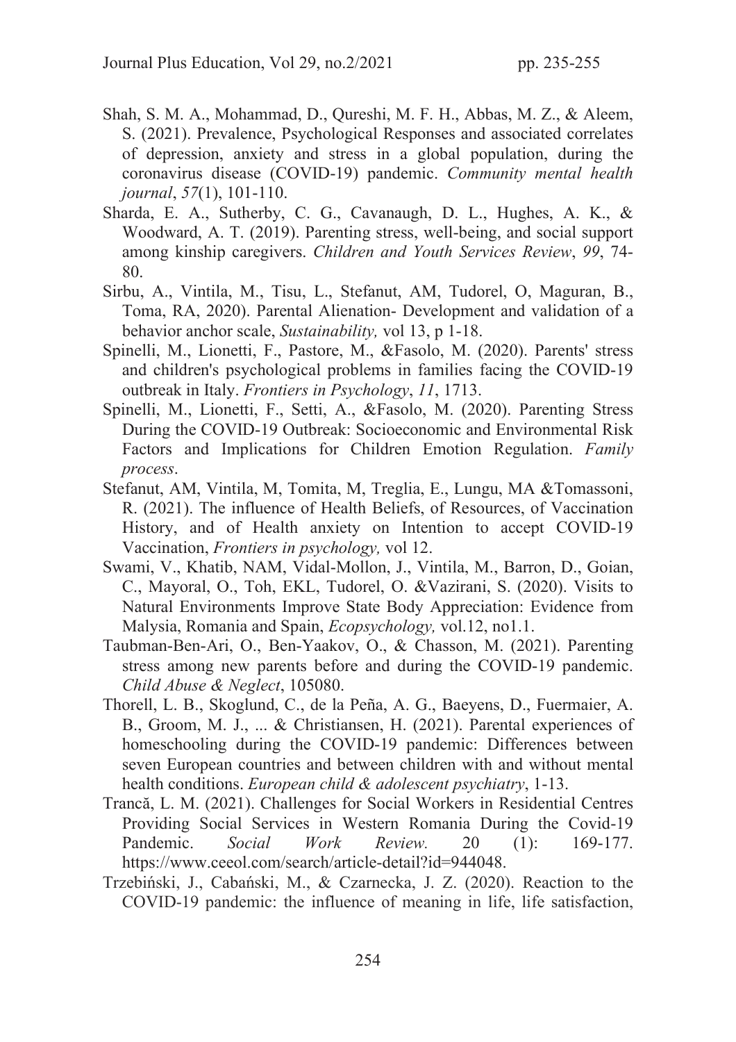Shah, S. M. A., Mohammad, D., Qureshi, M. F. H., Abbas, M. Z., & Aleem, S. (2021). Prevalence, Psychological Responses and associated correlates of depression, anxiety and stress in a global population, during the coronavirus disease (COVID-19) pandemic. *Community mental health journal*, *57*(1), 101-110.

Sharda, E. A., Sutherby, C. G., Cavanaugh, D. L., Hughes, A. K., & Woodward, A. T. (2019). Parenting stress, well-being, and social support among kinship caregivers. *Children and Youth Services Review*, *99*, 74-80.

Sirbu, A., Vintila, M., Tisu, L., Stefanut, AM, Tudorel, O, Maguran, B., Toma, RA, 2020). Parental Alienation- Development and validation of a behavior anchor scale, *Sustainability,* vol 13, p 1-18.

Spinelli, M., Lionetti, F., Pastore, M., &Fasolo, M. (2020). Parents' stress and children's psychological problems in families facing the COVID-19 outbreak in Italy. *Frontiers in Psychology*, *11*, 1713.

Spinelli, M., Lionetti, F., Setti, A., &Fasolo, M. (2020). Parenting Stress During the COVID-19 Outbreak: Socioeconomic and Environmental Risk Factors and Implications for Children Emotion Regulation. *Family process*.

Stefanut, AM, Vintila, M, Tomita, M, Treglia, E., Lungu, MA &Tomassoni, R. (2021). The influence of Health Beliefs, of Resources, of Vaccination History, and of Health anxiety on Intention to accept COVID-19 Vaccination, *Frontiers in psychology,* vol 12.

Swami, V., Khatib, NAM, Vidal-Mollon, J., Vintila, M., Barron, D., Goian, C., Mayoral, O., Toh, EKL, Tudorel, O. &Vazirani, S. (2020). Visits to Natural Environments Improve State Body Appreciation: Evidence from Malysia, Romania and Spain, *Ecopsychology,* vol.12, no1.1.

Taubman-Ben-Ari, O., Ben-Yaakov, O., & Chasson, M. (2021). Parenting stress among new parents before and during the COVID-19 pandemic. *Child Abuse & Neglect*, 105080.

Thorell, L. B., Skoglund, C., de la Peña, A. G., Baeyens, D., Fuermaier, A. B., Groom, M. J., ... & Christiansen, H. (2021). Parental experiences of homeschooling during the COVID-19 pandemic: Differences between seven European countries and between children with and without mental health conditions. *European child & adolescent psychiatry*, 1-13.

Trancă, L. M. (2021). Challenges for Social Workers in Residential Centres Providing Social Services in Western Romania During the Covid-19 Pandemic. *Social Work Review.* 20 (1): 169-177. https://www.ceeol.com/search/article-detail?id=944048.

Trzebiński, J., Cabański, M., & Czarnecka, J. Z. (2020). Reaction to the COVID-19 pandemic: the influence of meaning in life, life satisfaction,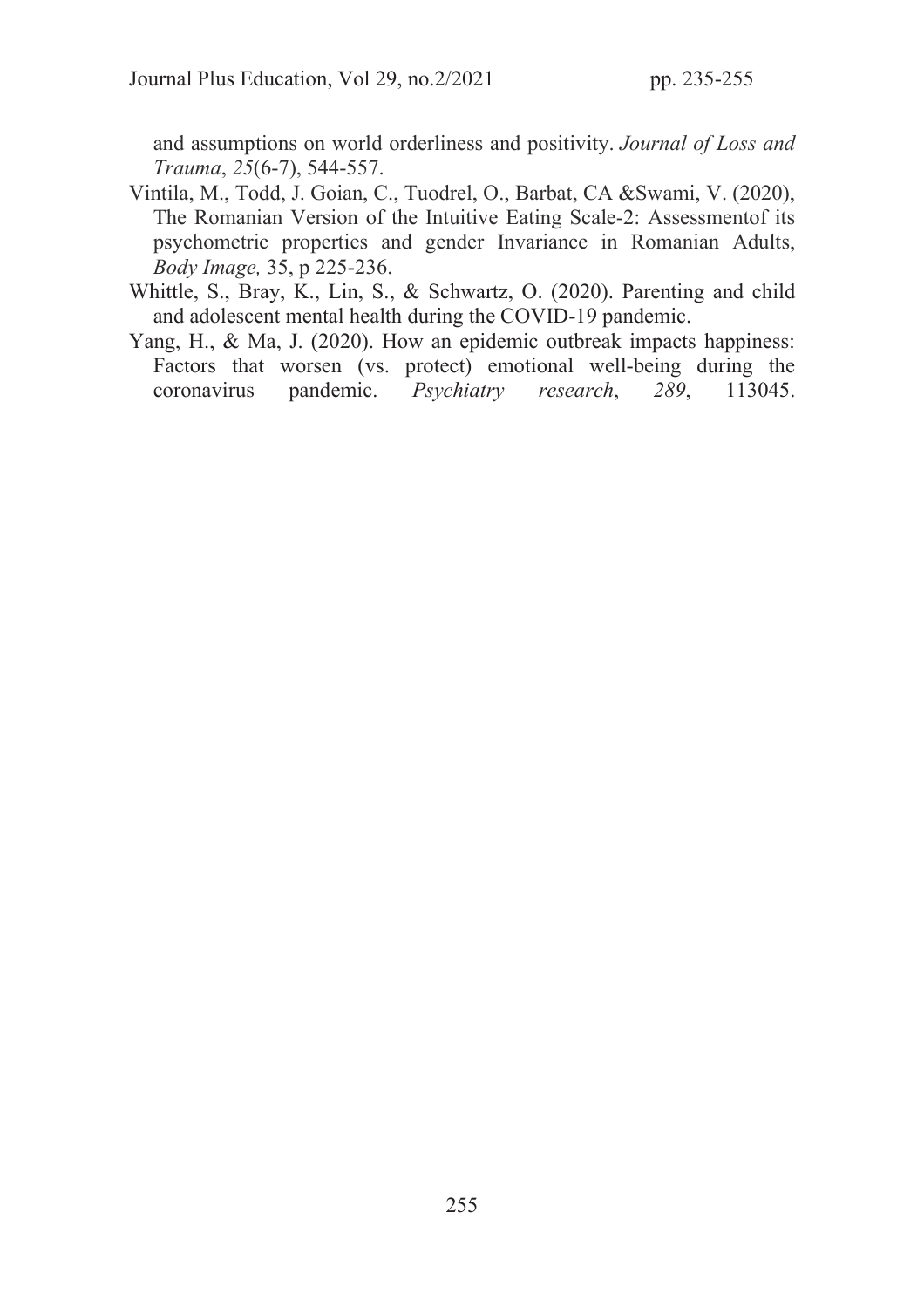and assumptions on world orderliness and positivity. *Journal of Loss and Trauma*, *25*(6-7), 544-557.

Vintila, M., Todd, J. Goian, C., Tuodrel, O., Barbat, CA &Swami, V. (2020), The Romanian Version of the Intuitive Eating Scale-2: Assessmentof its psychometric properties and gender Invariance in Romanian Adults, *Body Image,* 35, p 225-236.

Whittle, S., Bray, K., Lin, S., & Schwartz, O. (2020). Parenting and child and adolescent mental health during the COVID-19 pandemic.

Yang, H., & Ma, J. (2020). How an epidemic outbreak impacts happiness: Factors that worsen (vs. protect) emotional well-being during the coronavirus pandemic. *Psychiatry research*, *289*, 113045.